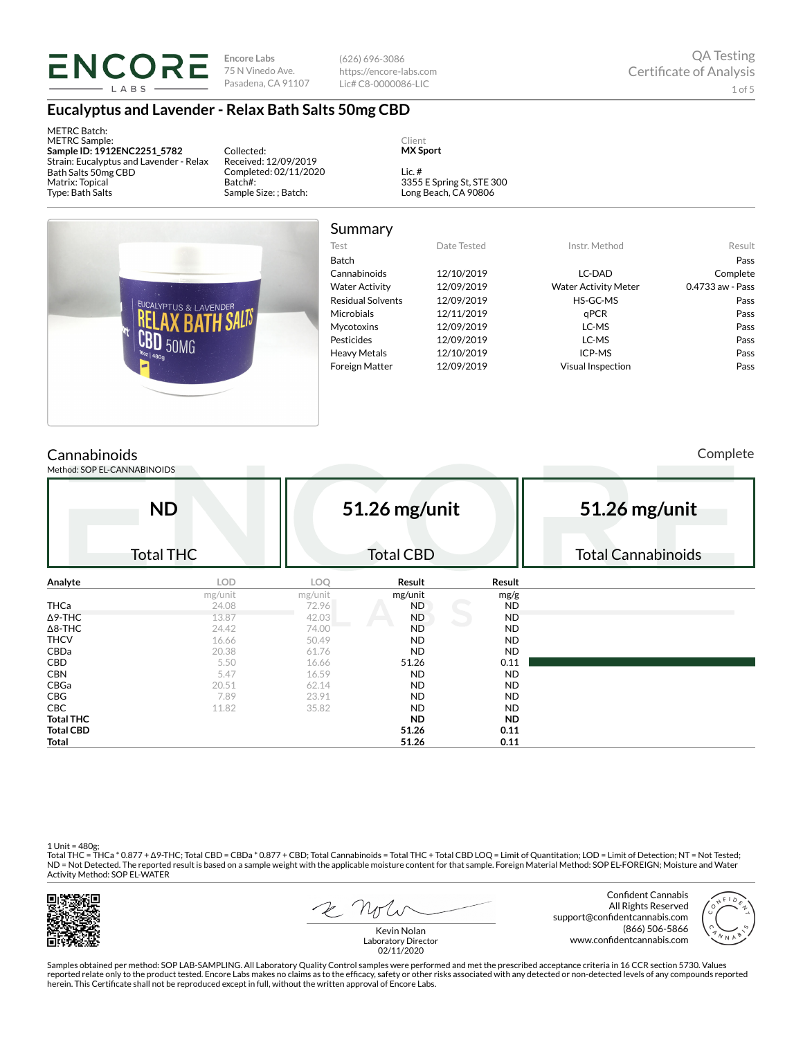**ENCORE LABS**

Encore Labs
75 N Vinedo Ave.
Pasadena, CA 91107

(626) 696-3086
https://encore-labs.com
Lic# C8-0000086-LIC

QA Testing
Certificate of Analysis

# Eucalyptus and Lavender - Relax Bath Salts 50mg CBD

METRC Batch:
METRC Sample:
**Sample ID: 1912ENC2251_5782**
Strain: Eucalyptus and Lavender - Relax Bath Salts 50mg CBD
Matrix: Topical
Type: Bath Salts

Collected:
Received: 12/09/2019
Completed: 02/11/2020
Batch#:
Sample Size: ; Batch:

Client
**MX Sport**

Lic. #
3355 E Spring St, STE 300
Long Beach, CA 90806

## Summary

| Test | Date Tested | Instr. Method | Result |
|---|---|---|---|
| Batch | | | Pass |
| Cannabinoids | 12/10/2019 | LC-DAD | Complete |
| Water Activity | 12/09/2019 | Water Activity Meter | 0.4733 aw - Pass |
| Residual Solvents | 12/09/2019 | HS-GC-MS | Pass |
| Microbials | 12/11/2019 | qPCR | Pass |
| Mycotoxins | 12/09/2019 | LC-MS | Pass |
| Pesticides | 12/09/2019 | LC-MS | Pass |
| Heavy Metals | 12/10/2019 | ICP-MS | Pass |
| Foreign Matter | 12/09/2019 | Visual Inspection | Pass |

## Cannabinoids

Complete

Method: SOP EL-CANNABINOIDS

| ND | 51.26 mg/unit | 51.26 mg/unit |
|---|---|---|
| Total THC | Total CBD | Total Cannabinoids |

| Analyte | LOD | LOQ | Result | Result |
|---|---|---|---|---|
| | mg/unit | mg/unit | mg/unit | mg/g |
| THCa | 24.08 | 72.96 | ND | ND |
| Δ9-THC | 13.87 | 42.03 | ND | ND |
| Δ8-THC | 24.42 | 74.00 | ND | ND |
| THCV | 16.66 | 50.49 | ND | ND |
| CBDa | 20.38 | 61.76 | ND | ND |
| CBD | 5.50 | 16.66 | 51.26 | 0.11 |
| CBN | 5.47 | 16.59 | ND | ND |
| CBGa | 20.51 | 62.14 | ND | ND |
| CBG | 7.89 | 23.91 | ND | ND |
| CBC | 11.82 | 35.82 | ND | ND |
| **Total THC** | | | **ND** | **ND** |
| **Total CBD** | | | **51.26** | **0.11** |
| **Total** | | | **51.26** | **0.11** |

1 Unit = 480g;
Total THC = THCa * 0.877 + Δ9-THC; Total CBD = CBDa * 0.877 + CBD; Total Cannabinoids = Total THC + Total CBD LOQ = Limit of Quantitation; LOD = Limit of Detection; NT = Not Tested; ND = Not Detected. The reported result is based on a sample weight with the applicable moisture content for that sample. Foreign Material Method: SOP EL-FOREIGN; Moisture and Water Activity Method: SOP EL-WATER

Kevin Nolan
Laboratory Director
02/11/2020

Confident Cannabis
All Rights Reserved
support@confidentcannabis.com
(866) 506-5866
www.confidentcannabis.com

Samples obtained per method: SOP LAB-SAMPLING. All Laboratory Quality Control samples were performed and met the prescribed acceptance criteria in 16 CCR section 5730. Values reported relate only to the product tested. Encore Labs makes no claims as to the efficacy, safety or other risks associated with any detected or non-detected levels of any compounds reported herein. This Certificate shall not be reproduced except in full, without the written approval of Encore Labs.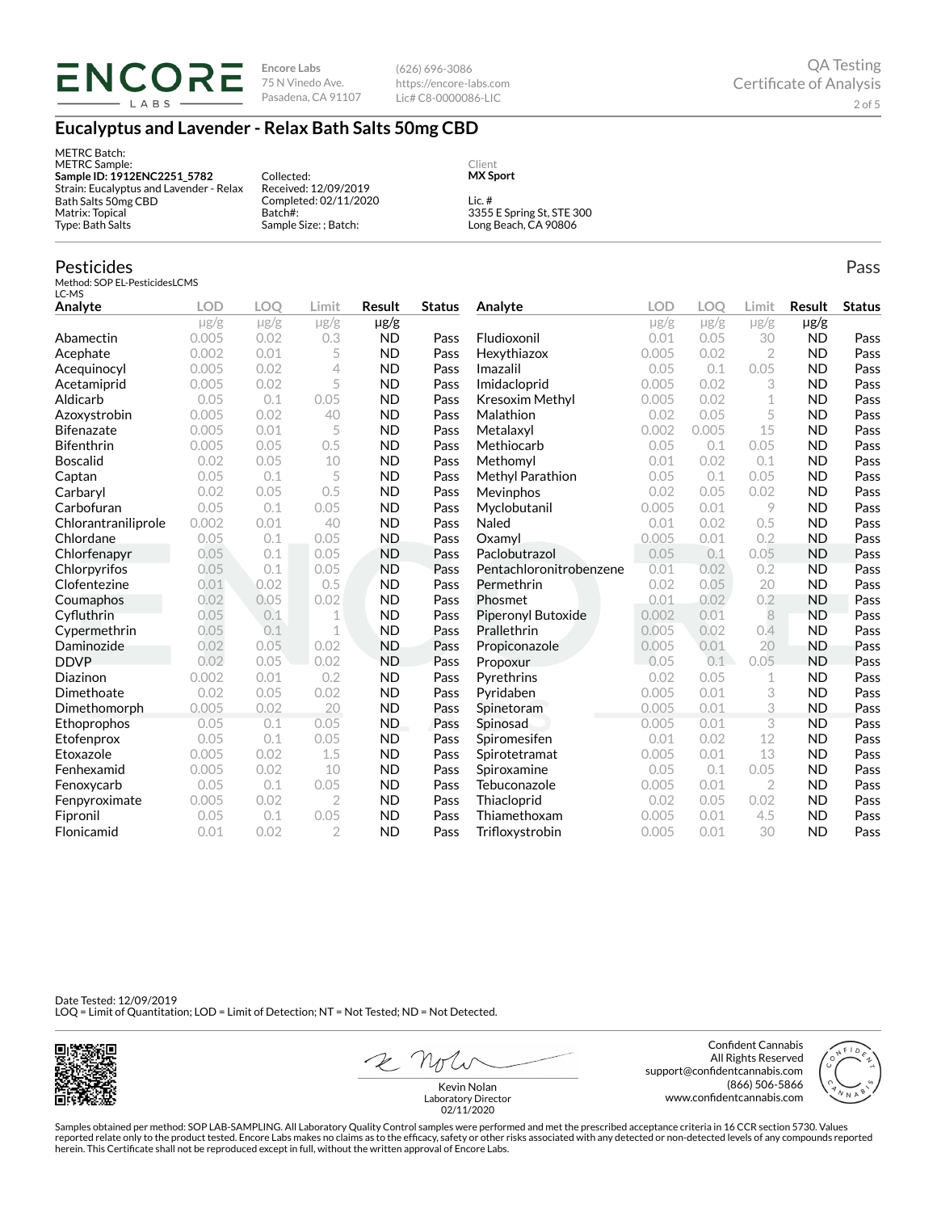**Encore Labs**
75 N Vinedo Ave.
Pasadena, CA 91107

(626) 696-3086
https://encore-labs.com
Lic# C8-0000086-LIC

QA Testing
Certificate of Analysis

# Eucalyptus and Lavender - Relax Bath Salts 50mg CBD

METRC Batch:
METRC Sample:
**Sample ID: 1912ENC2251_5782**
Strain: Eucalyptus and Lavender - Relax Bath Salts 50mg CBD
Matrix: Topical
Type: Bath Salts

Collected:
Received: 12/09/2019
Completed: 02/11/2020
Batch#:
Sample Size: ; Batch:

Client
**MX Sport**

Lic. #
3355 E Spring St, STE 300
Long Beach, CA 90806

## Pesticides

Pass

Method: SOP EL-PesticidesLCMS
LC-MS

| Analyte | LOD | LOQ | Limit | Result | Status | Analyte | LOD | LOQ | Limit | Result | Status |
|---|---|---|---|---|---|---|---|---|---|---|---|
| | μg/g | μg/g | μg/g | μg/g | | | μg/g | μg/g | μg/g | μg/g | |
| Abamectin | 0.005 | 0.02 | 0.3 | ND | Pass | Fludioxonil | 0.01 | 0.05 | 30 | ND | Pass |
| Acephate | 0.002 | 0.01 | 5 | ND | Pass | Hexythiazox | 0.005 | 0.02 | 2 | ND | Pass |
| Acequinocyl | 0.005 | 0.02 | 4 | ND | Pass | Imazalil | 0.05 | 0.1 | 0.05 | ND | Pass |
| Acetamiprid | 0.005 | 0.02 | 5 | ND | Pass | Imidacloprid | 0.005 | 0.02 | 3 | ND | Pass |
| Aldicarb | 0.05 | 0.1 | 0.05 | ND | Pass | Kresoxim Methyl | 0.005 | 0.02 | 1 | ND | Pass |
| Azoxystrobin | 0.005 | 0.02 | 40 | ND | Pass | Malathion | 0.02 | 0.05 | 5 | ND | Pass |
| Bifenazate | 0.005 | 0.01 | 5 | ND | Pass | Metalaxyl | 0.002 | 0.005 | 15 | ND | Pass |
| Bifenthrin | 0.005 | 0.05 | 0.5 | ND | Pass | Methiocarb | 0.05 | 0.1 | 0.05 | ND | Pass |
| Boscalid | 0.02 | 0.05 | 10 | ND | Pass | Methomyl | 0.01 | 0.02 | 0.1 | ND | Pass |
| Captan | 0.05 | 0.1 | 5 | ND | Pass | Methyl Parathion | 0.05 | 0.1 | 0.05 | ND | Pass |
| Carbaryl | 0.02 | 0.05 | 0.5 | ND | Pass | Mevinphos | 0.02 | 0.05 | 0.02 | ND | Pass |
| Carbofuran | 0.05 | 0.1 | 0.05 | ND | Pass | Myclobutanil | 0.005 | 0.01 | 9 | ND | Pass |
| Chlorantraniliprole | 0.002 | 0.01 | 40 | ND | Pass | Naled | 0.01 | 0.02 | 0.5 | ND | Pass |
| Chlordane | 0.05 | 0.1 | 0.05 | ND | Pass | Oxamyl | 0.005 | 0.01 | 0.2 | ND | Pass |
| Chlorfenapyr | 0.05 | 0.1 | 0.05 | ND | Pass | Paclobutrazol | 0.05 | 0.1 | 0.05 | ND | Pass |
| Chlorpyrifos | 0.05 | 0.1 | 0.05 | ND | Pass | Pentachloronitrobenzene | 0.01 | 0.02 | 0.2 | ND | Pass |
| Clofentezine | 0.01 | 0.02 | 0.5 | ND | Pass | Permethrin | 0.02 | 0.05 | 20 | ND | Pass |
| Coumaphos | 0.02 | 0.05 | 0.02 | ND | Pass | Phosmet | 0.01 | 0.02 | 0.2 | ND | Pass |
| Cyfluthrin | 0.05 | 0.1 | 1 | ND | Pass | Piperonyl Butoxide | 0.002 | 0.01 | 8 | ND | Pass |
| Cypermethrin | 0.05 | 0.1 | 1 | ND | Pass | Prallethrin | 0.005 | 0.02 | 0.4 | ND | Pass |
| Daminozide | 0.02 | 0.05 | 0.02 | ND | Pass | Propiconazole | 0.005 | 0.01 | 20 | ND | Pass |
| DDVP | 0.02 | 0.05 | 0.02 | ND | Pass | Propoxur | 0.05 | 0.1 | 0.05 | ND | Pass |
| Diazinon | 0.002 | 0.01 | 0.2 | ND | Pass | Pyrethrins | 0.02 | 0.05 | 1 | ND | Pass |
| Dimethoate | 0.02 | 0.05 | 0.02 | ND | Pass | Pyridaben | 0.005 | 0.01 | 3 | ND | Pass |
| Dimethomorph | 0.005 | 0.02 | 20 | ND | Pass | Spinetoram | 0.005 | 0.01 | 3 | ND | Pass |
| Ethoprophos | 0.05 | 0.1 | 0.05 | ND | Pass | Spinosad | 0.005 | 0.01 | 3 | ND | Pass |
| Etofenprox | 0.05 | 0.1 | 0.05 | ND | Pass | Spiromesifen | 0.01 | 0.02 | 12 | ND | Pass |
| Etoxazole | 0.005 | 0.02 | 1.5 | ND | Pass | Spirotetramat | 0.005 | 0.01 | 13 | ND | Pass |
| Fenhexamid | 0.005 | 0.02 | 10 | ND | Pass | Spiroxamine | 0.05 | 0.1 | 0.05 | ND | Pass |
| Fenoxycarb | 0.05 | 0.1 | 0.05 | ND | Pass | Tebuconazole | 0.005 | 0.01 | 2 | ND | Pass |
| Fenpyroximate | 0.005 | 0.02 | 2 | ND | Pass | Thiacloprid | 0.02 | 0.05 | 0.02 | ND | Pass |
| Fipronil | 0.05 | 0.1 | 0.05 | ND | Pass | Thiamethoxam | 0.005 | 0.01 | 4.5 | ND | Pass |
| Flonicamid | 0.01 | 0.02 | 2 | ND | Pass | Trifloxystrobin | 0.005 | 0.01 | 30 | ND | Pass |

Date Tested: 12/09/2019
LOQ = Limit of Quantitation; LOD = Limit of Detection; NT = Not Tested; ND = Not Detected.

Kevin Nolan
Laboratory Director
02/11/2020

Confident Cannabis
All Rights Reserved
support@confidentcannabis.com
(866) 506-5866
www.confidentcannabis.com

Samples obtained per method: SOP LAB-SAMPLING. All Laboratory Quality Control samples were performed and met the prescribed acceptance criteria in 16 CCR section 5730. Values reported relate only to the product tested. Encore Labs makes no claims as to the efficacy, safety or other risks associated with any detected or non-detected levels of any compounds reported herein. This Certificate shall not be reproduced except in full, without the written approval of Encore Labs.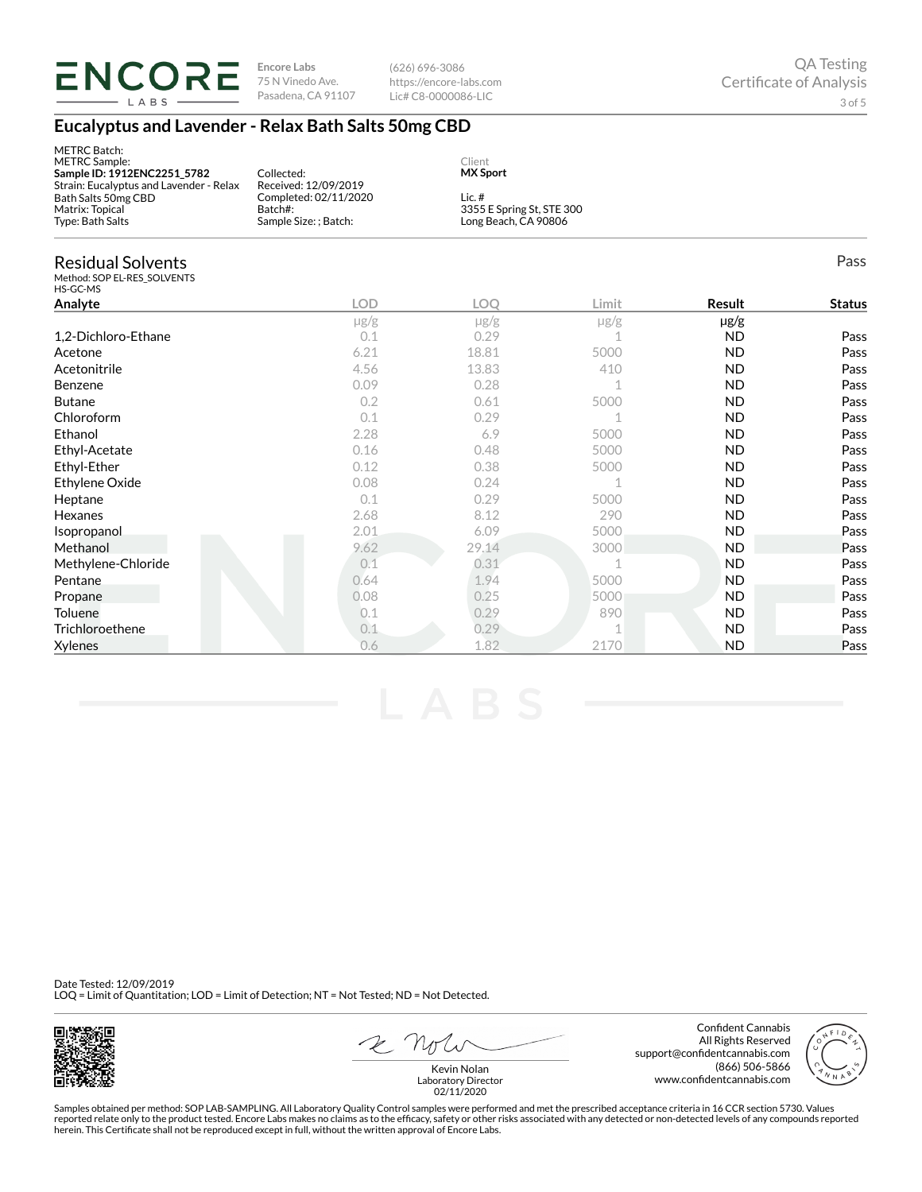**Encore Labs**
75 N Vinedo Ave.
Pasadena, CA 91107

(626) 696-3086
https://encore-labs.com
Lic# C8-0000086-LIC

QA Testing
Certificate of Analysis

# Eucalyptus and Lavender - Relax Bath Salts 50mg CBD

METRC Batch:
METRC Sample:
**Sample ID: 1912ENC2251_5782**
Strain: Eucalyptus and Lavender - Relax Bath Salts 50mg CBD
Matrix: Topical
Type: Bath Salts

Collected:
Received: 12/09/2019
Completed: 02/11/2020
Batch#:
Sample Size: ; Batch:

Client
**MX Sport**

Lic. #
3355 E Spring St, STE 300
Long Beach, CA 90806

## Residual Solvents

Pass

Method: SOP EL-RES_SOLVENTS
HS-GC-MS

| Analyte | LOD | LOQ | Limit | Result | Status |
|---|---|---|---|---|---|
| | μg/g | μg/g | μg/g | μg/g | |
| 1,2-Dichloro-Ethane | 0.1 | 0.29 | 1 | ND | Pass |
| Acetone | 6.21 | 18.81 | 5000 | ND | Pass |
| Acetonitrile | 4.56 | 13.83 | 410 | ND | Pass |
| Benzene | 0.09 | 0.28 | 1 | ND | Pass |
| Butane | 0.2 | 0.61 | 5000 | ND | Pass |
| Chloroform | 0.1 | 0.29 | 1 | ND | Pass |
| Ethanol | 2.28 | 6.9 | 5000 | ND | Pass |
| Ethyl-Acetate | 0.16 | 0.48 | 5000 | ND | Pass |
| Ethyl-Ether | 0.12 | 0.38 | 5000 | ND | Pass |
| Ethylene Oxide | 0.08 | 0.24 | 1 | ND | Pass |
| Heptane | 0.1 | 0.29 | 5000 | ND | Pass |
| Hexanes | 2.68 | 8.12 | 290 | ND | Pass |
| Isopropanol | 2.01 | 6.09 | 5000 | ND | Pass |
| Methanol | 9.62 | 29.14 | 3000 | ND | Pass |
| Methylene-Chloride | 0.1 | 0.31 | 1 | ND | Pass |
| Pentane | 0.64 | 1.94 | 5000 | ND | Pass |
| Propane | 0.08 | 0.25 | 5000 | ND | Pass |
| Toluene | 0.1 | 0.29 | 890 | ND | Pass |
| Trichloroethene | 0.1 | 0.29 | 1 | ND | Pass |
| Xylenes | 0.6 | 1.82 | 2170 | ND | Pass |

Date Tested: 12/09/2019
LOQ = Limit of Quantitation; LOD = Limit of Detection; NT = Not Tested; ND = Not Detected.

Kevin Nolan
Laboratory Director
02/11/2020

Confident Cannabis
All Rights Reserved
support@confidentcannabis.com
(866) 506-5866
www.confidentcannabis.com

Samples obtained per method: SOP LAB-SAMPLING. All Laboratory Quality Control samples were performed and met the prescribed acceptance criteria in 16 CCR section 5730. Values reported relate only to the product tested. Encore Labs makes no claims as to the efficacy, safety or other risks associated with any detected or non-detected levels of any compounds reported herein. This Certificate shall not be reproduced except in full, without the written approval of Encore Labs.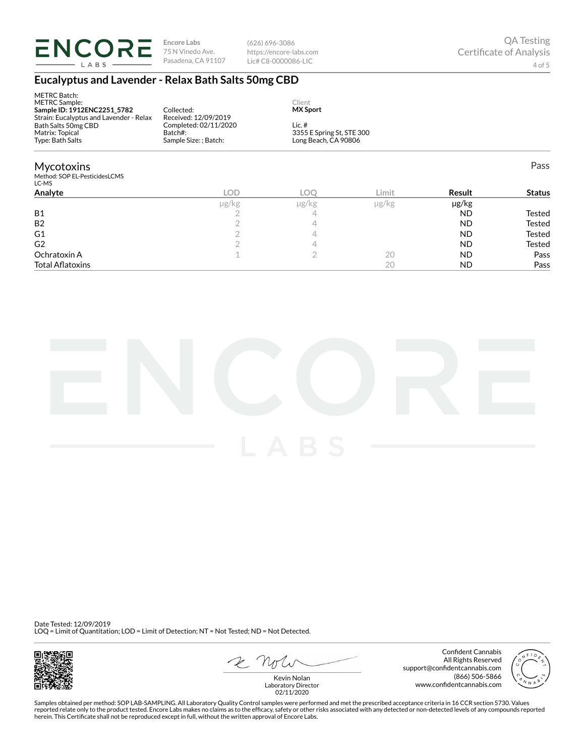**Encore Labs**
75 N Vinedo Ave.
Pasadena, CA 91107

(626) 696-3086
https://encore-labs.com
Lic# C8-0000086-LIC

QA Testing
Certificate of Analysis

# Eucalyptus and Lavender - Relax Bath Salts 50mg CBD

METRC Batch:
METRC Sample:
**Sample ID: 1912ENC2251_5782**
Strain: Eucalyptus and Lavender - Relax Bath Salts 50mg CBD
Matrix: Topical
Type: Bath Salts

Collected:
Received: 12/09/2019
Completed: 02/11/2020
Batch#:
Sample Size: ; Batch:

Client
**MX Sport**
Lic. #
3355 E Spring St, STE 300
Long Beach, CA 90806

## Mycotoxins

Pass

Method: SOP EL-PesticidesLCMS
LC-MS

| Analyte | LOD | LOQ | Limit | Result | Status |
|---|---|---|---|---|---|
| | µg/kg | µg/kg | µg/kg | µg/kg | |
| B1 | 2 | 4 | | ND | Tested |
| B2 | 2 | 4 | | ND | Tested |
| G1 | 2 | 4 | | ND | Tested |
| G2 | 2 | 4 | | ND | Tested |
| Ochratoxin A | 1 | 2 | 20 | ND | Pass |
| Total Aflatoxins | | | 20 | ND | Pass |

Date Tested: 12/09/2019
LOQ = Limit of Quantitation; LOD = Limit of Detection; NT = Not Tested; ND = Not Detected.

Kevin Nolan
Laboratory Director
02/11/2020

Confident Cannabis
All Rights Reserved
support@confidentcannabis.com
(866) 506-5866
www.confidentcannabis.com

Samples obtained per method: SOP LAB-SAMPLING. All Laboratory Quality Control samples were performed and met the prescribed acceptance criteria in 16 CCR section 5730. Values reported relate only to the product tested. Encore Labs makes no claims as to the efficacy, safety or other risks associated with any detected or non-detected levels of any compounds reported herein. This Certificate shall not be reproduced except in full, without the written approval of Encore Labs.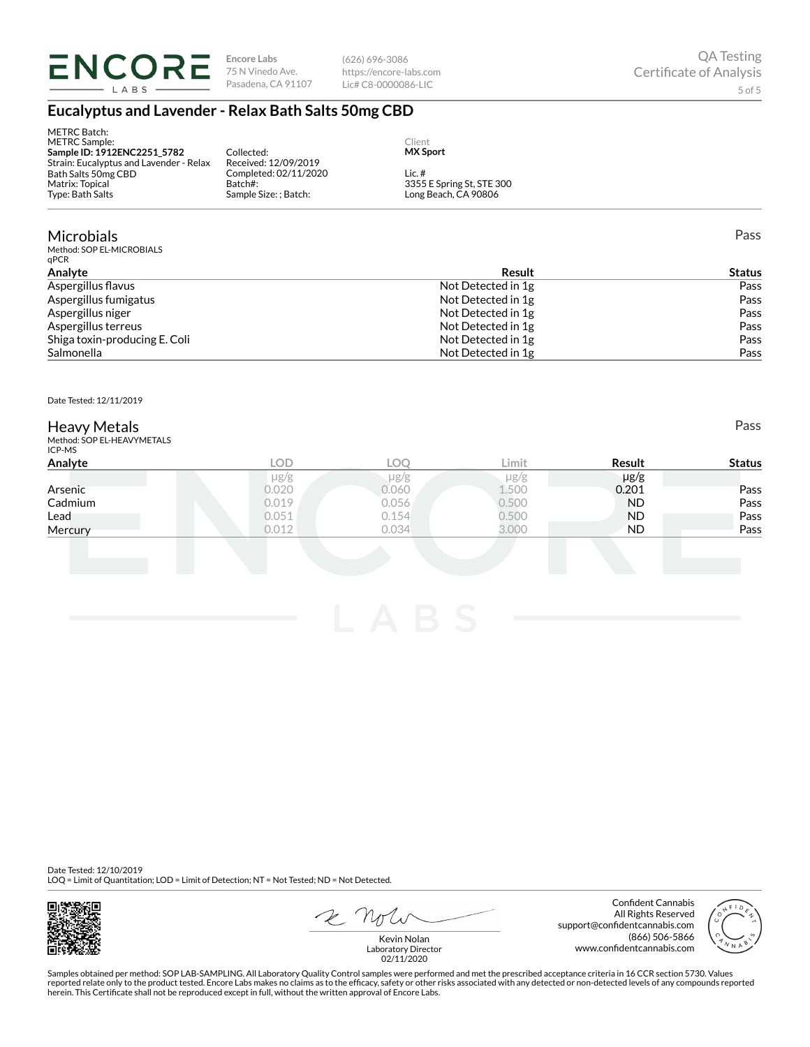**Encore Labs**
75 N Vinedo Ave.
Pasadena, CA 91107

(626) 696-3086
https://encore-labs.com
Lic# C8-0000086-LIC

QA Testing
Certificate of Analysis

# Eucalyptus and Lavender - Relax Bath Salts 50mg CBD

METRC Batch:
METRC Sample:
**Sample ID: 1912ENC2251_5782**
Strain: Eucalyptus and Lavender - Relax Bath Salts 50mg CBD
Matrix: Topical
Type: Bath Salts

Collected:
Received: 12/09/2019
Completed: 02/11/2020
Batch#:
Sample Size: ; Batch:

Client
**MX Sport**

Lic. #
3355 E Spring St, STE 300
Long Beach, CA 90806

## Microbials

Pass

Method: SOP EL-MICROBIALS
qPCR

| Analyte | Result | Status |
|---|---|---|
| Aspergillus flavus | Not Detected in 1g | Pass |
| Aspergillus fumigatus | Not Detected in 1g | Pass |
| Aspergillus niger | Not Detected in 1g | Pass |
| Aspergillus terreus | Not Detected in 1g | Pass |
| Shiga toxin-producing E. Coli | Not Detected in 1g | Pass |
| Salmonella | Not Detected in 1g | Pass |

Date Tested: 12/11/2019

## Heavy Metals

Pass

Method: SOP EL-HEAVYMETALS
ICP-MS

| Analyte | LOD | LOQ | Limit | Result | Status |
|---|---|---|---|---|---|
| | μg/g | μg/g | μg/g | μg/g | |
| Arsenic | 0.020 | 0.060 | 1.500 | 0.201 | Pass |
| Cadmium | 0.019 | 0.056 | 0.500 | ND | Pass |
| Lead | 0.051 | 0.154 | 0.500 | ND | Pass |
| Mercury | 0.012 | 0.034 | 3.000 | ND | Pass |

Date Tested: 12/10/2019
LOQ = Limit of Quantitation; LOD = Limit of Detection; NT = Not Tested; ND = Not Detected.

Kevin Nolan
Laboratory Director
02/11/2020

Confident Cannabis
All Rights Reserved
support@confidentcannabis.com
(866) 506-5866
www.confidentcannabis.com

Samples obtained per method: SOP LAB-SAMPLING. All Laboratory Quality Control samples were performed and met the prescribed acceptance criteria in 16 CCR section 5730. Values reported relate only to the product tested. Encore Labs makes no claims as to the efficacy, safety or other risks associated with any detected or non-detected levels of any compounds reported herein. This Certificate shall not be reproduced except in full, without the written approval of Encore Labs.